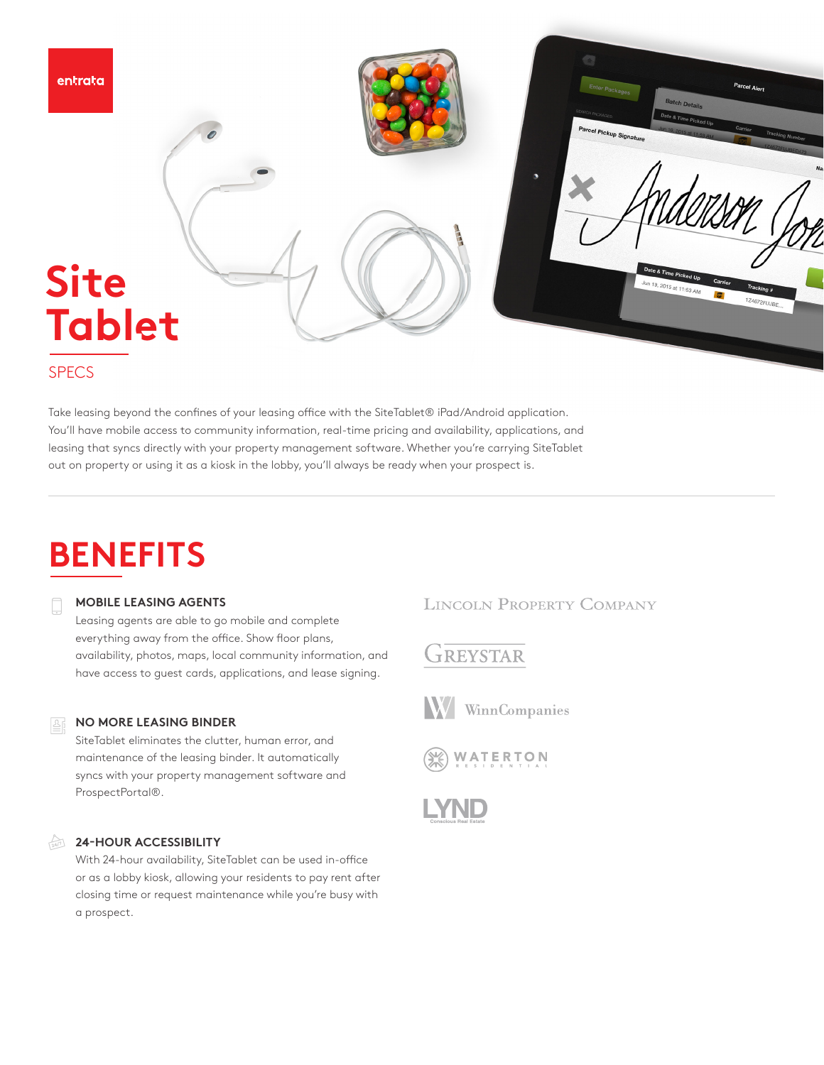entrata

# Site Tablet

SPECS

Take leasing beyond the confines of your leasing office with the SiteTablet® iPad/Android application. You'll have mobile access to community information, real-time pricing and availability, applications, and leasing that syncs directly with your property management software. Whether you're carrying SiteTablet out on property or using it as a kiosk in the lobby, you'll always be ready when your prospect is.

## BENEFITS

### MOBILE LEASING AGENTS

Leasing agents are able to go mobile and complete everything away from the office. Show floor plans, availability, photos, maps, local community information, and have access to guest cards, applications, and lease signing.

### NO MORE LEASING BINDER

SiteTablet eliminates the clutter, human error, and maintenance of the leasing binder. It automatically syncs with your property management software and ProspectPortal®.

### 24-HOUR ACCESSIBILITY

With 24-hour availability, SiteTablet can be used in-office or as a lobby kiosk, allowing your residents to pay rent after closing time or request maintenance while you're busy with a prospect.

Lincoln Property Company

Greystar

WinnCompanies

Waterton Residential

LYND Conscious Real Estate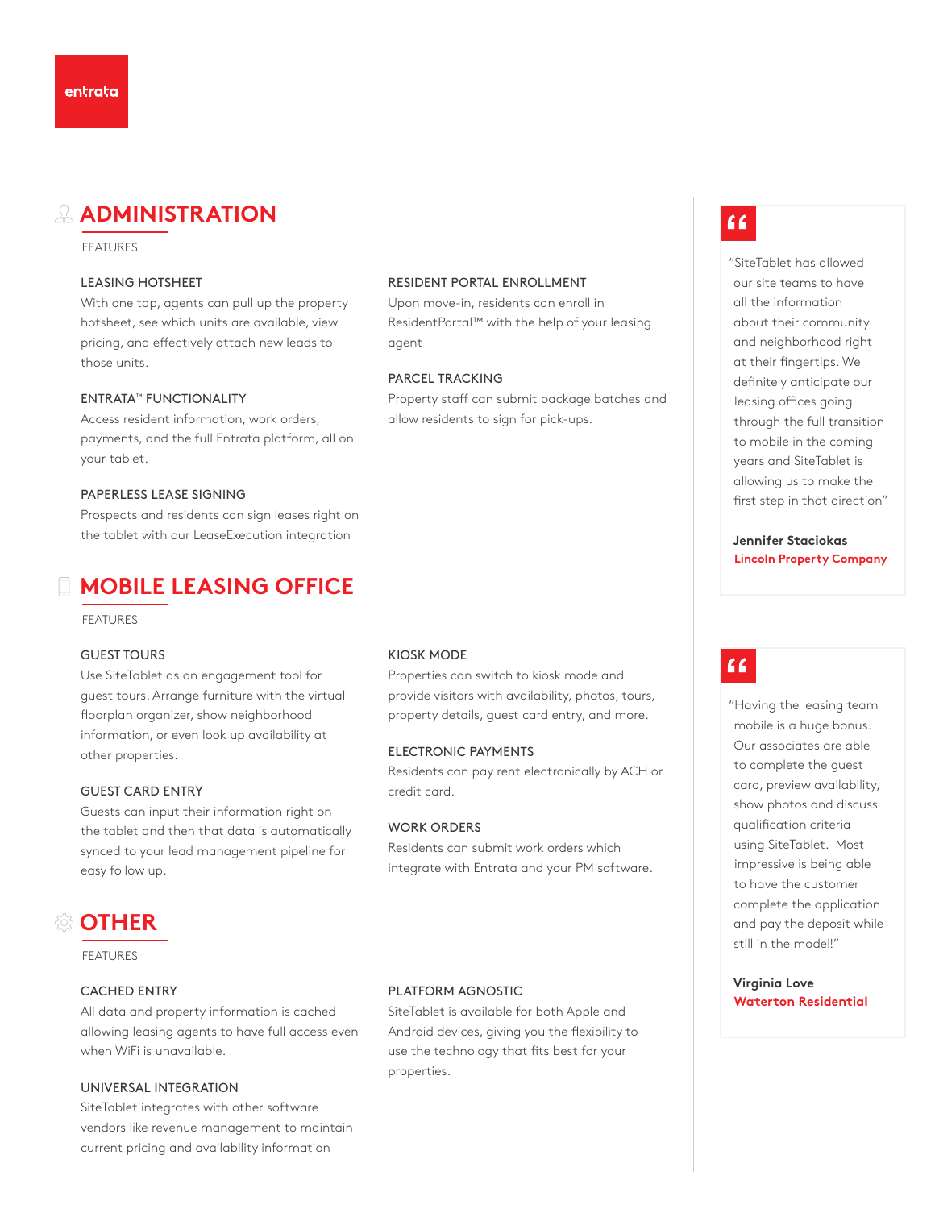entrata

# ADMINISTRATION

FEATURES

### LEASING HOTSHEET

With one tap, agents can pull up the property hotsheet, see which units are available, view pricing, and effectively attach new leads to those units.

### ENTRATA™ FUNCTIONALITY

Access resident information, work orders, payments, and the full Entrata platform, all on your tablet.

### PAPERLESS LEASE SIGNING

Prospects and residents can sign leases right on the tablet with our LeaseExecution integration

### RESIDENT PORTAL ENROLLMENT

Upon move-in, residents can enroll in ResidentPortal™ with the help of your leasing agent

### PARCEL TRACKING

Property staff can submit package batches and allow residents to sign for pick-ups.

# MOBILE LEASING OFFICE

FEATURES

### GUEST TOURS

Use SiteTablet as an engagement tool for guest tours. Arrange furniture with the virtual floorplan organizer, show neighborhood information, or even look up availability at other properties.

### GUEST CARD ENTRY

Guests can input their information right on the tablet and then that data is automatically synced to your lead management pipeline for easy follow up.

### KIOSK MODE

Properties can switch to kiosk mode and provide visitors with availability, photos, tours, property details, guest card entry, and more.

### ELECTRONIC PAYMENTS

Residents can pay rent electronically by ACH or credit card.

### WORK ORDERS

Residents can submit work orders which integrate with Entrata and your PM software.

# OTHER

FEATURES

### CACHED ENTRY

All data and property information is cached allowing leasing agents to have full access even when WiFi is unavailable.

### UNIVERSAL INTEGRATION

SiteTablet integrates with other software vendors like revenue management to maintain current pricing and availability information

### PLATFORM AGNOSTIC

SiteTablet is available for both Apple and Android devices, giving you the flexibility to use the technology that fits best for your properties.

---

"SiteTablet has allowed our site teams to have all the information about their community and neighborhood right at their fingertips. We definitely anticipate our leasing offices going through the full transition to mobile in the coming years and SiteTablet is allowing us to make the first step in that direction"

**Jennifer Staciokas**
**Lincoln Property Company**

"Having the leasing team mobile is a huge bonus. Our associates are able to complete the guest card, preview availability, show photos and discuss qualification criteria using SiteTablet. Most impressive is being able to have the customer complete the application and pay the deposit while still in the model!"

**Virginia Love**
**Waterton Residential**